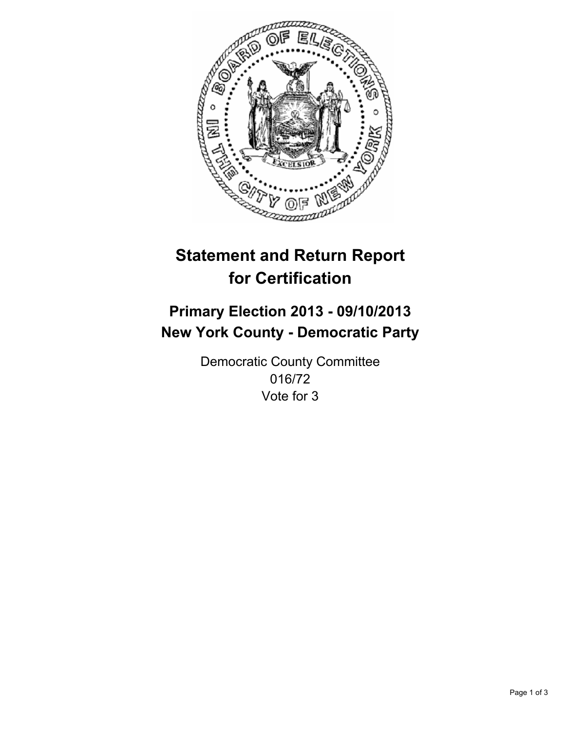# Statement and Return Report for Certification

## Primary Election 2013 - 09/10/2013
## New York County - Democratic Party

Democratic County Committee
016/72
Vote for 3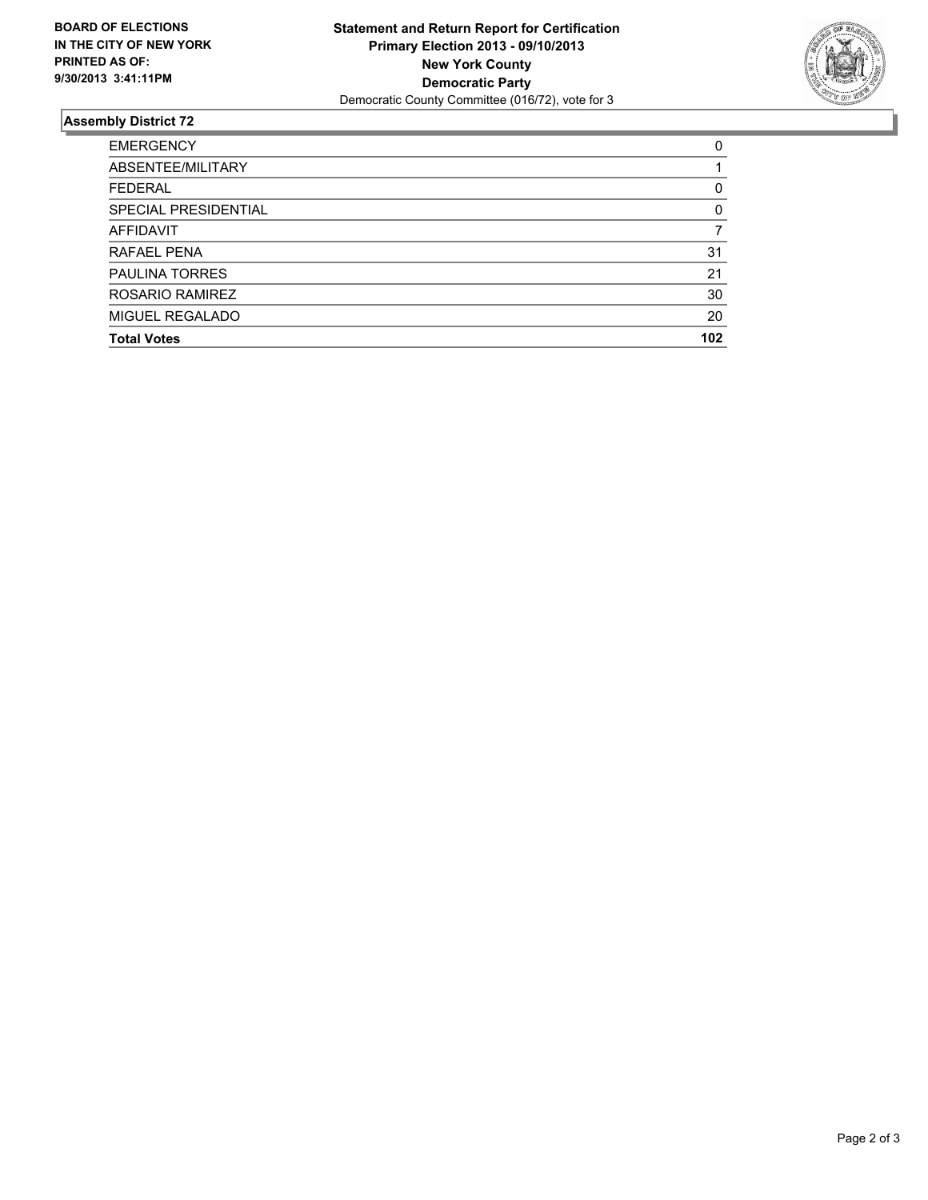**BOARD OF ELECTIONS**
**IN THE CITY OF NEW YORK**
**PRINTED AS OF:**
**9/30/2013 3:41:11PM**

**Statement and Return Report for Certification**
**Primary Election 2013 - 09/10/2013**
**New York County**
**Democratic Party**
Democratic County Committee (016/72), vote for 3

## Assembly District 72

| | |
|---|---|
| EMERGENCY | 0 |
| ABSENTEE/MILITARY | 1 |
| FEDERAL | 0 |
| SPECIAL PRESIDENTIAL | 0 |
| AFFIDAVIT | 7 |
| RAFAEL PENA | 31 |
| PAULINA TORRES | 21 |
| ROSARIO RAMIREZ | 30 |
| MIGUEL REGALADO | 20 |
| **Total Votes** | **102** |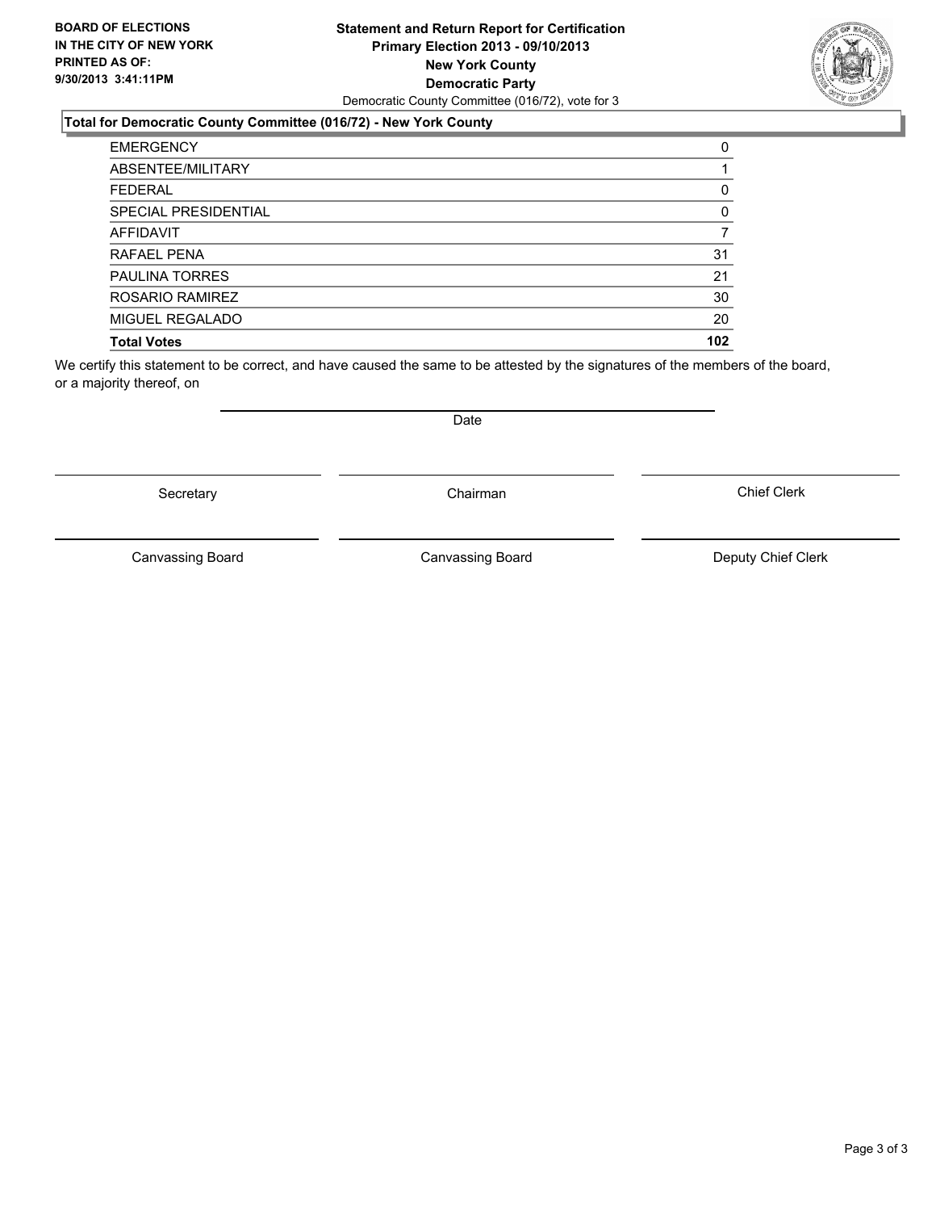**BOARD OF ELECTIONS**
**IN THE CITY OF NEW YORK**
**PRINTED AS OF:**
**9/30/2013 3:41:11PM**

**Statement and Return Report for Certification**
**Primary Election 2013 - 09/10/2013**
**New York County**
**Democratic Party**
Democratic County Committee (016/72), vote for 3

### Total for Democratic County Committee (016/72) - New York County

| | |
|---|---|
| EMERGENCY | 0 |
| ABSENTEE/MILITARY | 1 |
| FEDERAL | 0 |
| SPECIAL PRESIDENTIAL | 0 |
| AFFIDAVIT | 7 |
| RAFAEL PENA | 31 |
| PAULINA TORRES | 21 |
| ROSARIO RAMIREZ | 30 |
| MIGUEL REGALADO | 20 |
| **Total Votes** | **102** |

We certify this statement to be correct, and have caused the same to be attested by the signatures of the members of the board, or a majority thereof, on

Date

Secretary

Chairman

Chief Clerk

Canvassing Board

Canvassing Board

Deputy Chief Clerk